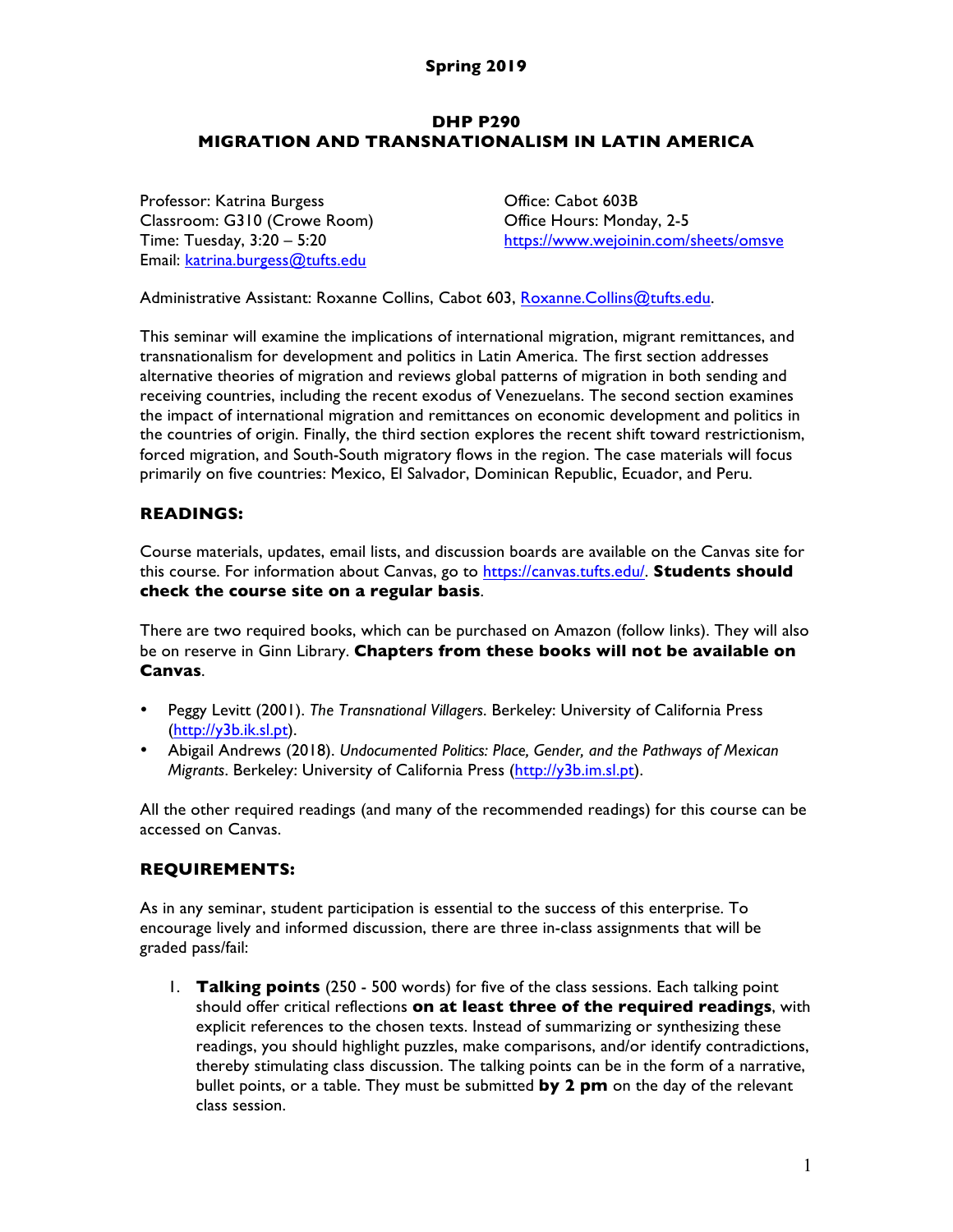**Spring 2019**

# DHP P290
# MIGRATION AND TRANSNATIONALISM IN LATIN AMERICA

Professor: Katrina Burgess
Classroom: G310 (Crowe Room)
Time: Tuesday, 3:20 – 5:20
Email: katrina.burgess@tufts.edu

Office: Cabot 603B
Office Hours: Monday, 2-5
https://www.wejoinin.com/sheets/omsve

Administrative Assistant: Roxanne Collins, Cabot 603, Roxanne.Collins@tufts.edu.

This seminar will examine the implications of international migration, migrant remittances, and transnationalism for development and politics in Latin America. The first section addresses alternative theories of migration and reviews global patterns of migration in both sending and receiving countries, including the recent exodus of Venezuelans. The second section examines the impact of international migration and remittances on economic development and politics in the countries of origin. Finally, the third section explores the recent shift toward restrictionism, forced migration, and South-South migratory flows in the region. The case materials will focus primarily on five countries: Mexico, El Salvador, Dominican Republic, Ecuador, and Peru.

## READINGS:

Course materials, updates, email lists, and discussion boards are available on the Canvas site for this course. For information about Canvas, go to https://canvas.tufts.edu/. **Students should check the course site on a regular basis**.

There are two required books, which can be purchased on Amazon (follow links). They will also be on reserve in Ginn Library. **Chapters from these books will not be available on Canvas**.

- Peggy Levitt (2001). *The Transnational Villagers*. Berkeley: University of California Press (http://y3b.ik.sl.pt).
- Abigail Andrews (2018). *Undocumented Politics: Place, Gender, and the Pathways of Mexican Migrants*. Berkeley: University of California Press (http://y3b.im.sl.pt).

All the other required readings (and many of the recommended readings) for this course can be accessed on Canvas.

## REQUIREMENTS:

As in any seminar, student participation is essential to the success of this enterprise. To encourage lively and informed discussion, there are three in-class assignments that will be graded pass/fail:

1. **Talking points** (250 - 500 words) for five of the class sessions. Each talking point should offer critical reflections **on at least three of the required readings**, with explicit references to the chosen texts. Instead of summarizing or synthesizing these readings, you should highlight puzzles, make comparisons, and/or identify contradictions, thereby stimulating class discussion. The talking points can be in the form of a narrative, bullet points, or a table. They must be submitted **by 2 pm** on the day of the relevant class session.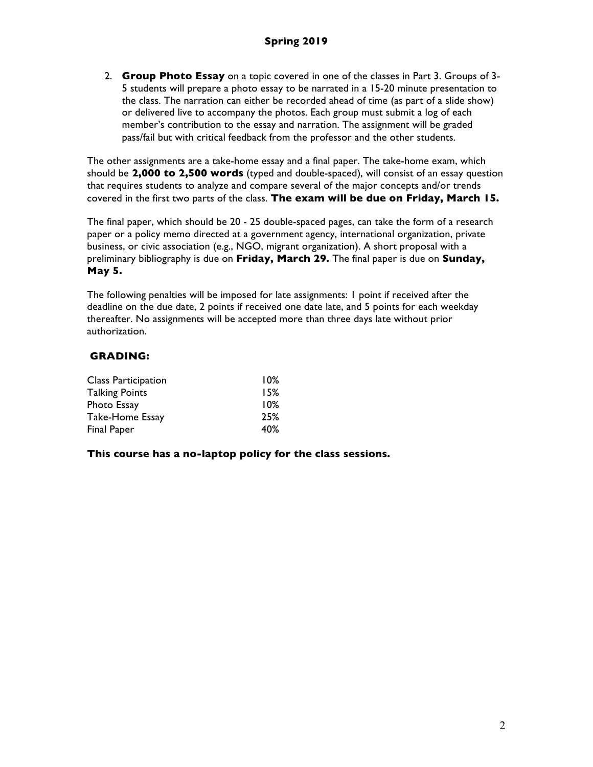2. **Group Photo Essay** on a topic covered in one of the classes in Part 3. Groups of 3-5 students will prepare a photo essay to be narrated in a 15-20 minute presentation to the class. The narration can either be recorded ahead of time (as part of a slide show) or delivered live to accompany the photos. Each group must submit a log of each member's contribution to the essay and narration. The assignment will be graded pass/fail but with critical feedback from the professor and the other students.

The other assignments are a take-home essay and a final paper. The take-home exam, which should be **2,000 to 2,500 words** (typed and double-spaced), will consist of an essay question that requires students to analyze and compare several of the major concepts and/or trends covered in the first two parts of the class. **The exam will be due on Friday, March 15.**

The final paper, which should be 20 - 25 double-spaced pages, can take the form of a research paper or a policy memo directed at a government agency, international organization, private business, or civic association (e.g., NGO, migrant organization). A short proposal with a preliminary bibliography is due on **Friday, March 29.** The final paper is due on **Sunday, May 5.**

The following penalties will be imposed for late assignments: 1 point if received after the deadline on the due date, 2 points if received one date late, and 5 points for each weekday thereafter. No assignments will be accepted more than three days late without prior authorization.

## GRADING:

| | |
|---|---|
| Class Participation | 10% |
| Talking Points | 15% |
| Photo Essay | 10% |
| Take-Home Essay | 25% |
| Final Paper | 40% |

**This course has a no-laptop policy for the class sessions.**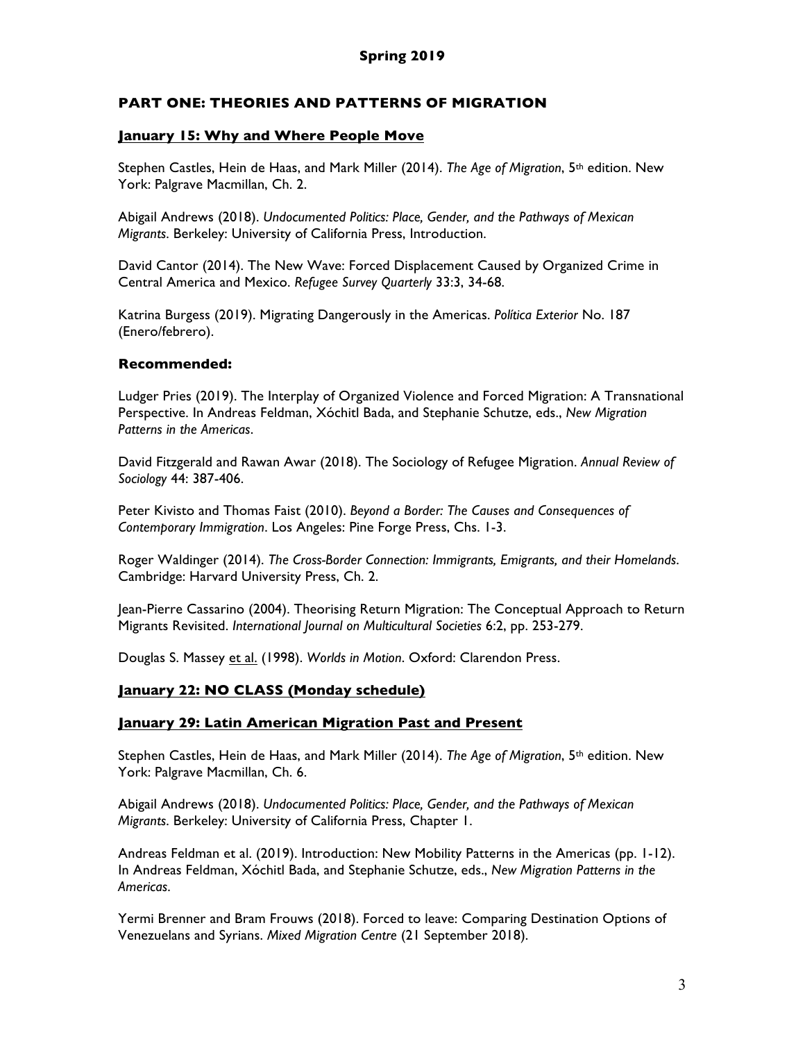**Spring 2019**

## PART ONE: THEORIES AND PATTERNS OF MIGRATION

### January 15: Why and Where People Move

Stephen Castles, Hein de Haas, and Mark Miller (2014). *The Age of Migration*, 5th edition. New York: Palgrave Macmillan, Ch. 2.

Abigail Andrews (2018). *Undocumented Politics: Place, Gender, and the Pathways of Mexican Migrants*. Berkeley: University of California Press, Introduction.

David Cantor (2014). The New Wave: Forced Displacement Caused by Organized Crime in Central America and Mexico. *Refugee Survey Quarterly* 33:3, 34-68.

Katrina Burgess (2019). Migrating Dangerously in the Americas. *Política Exterior* No. 187 (Enero/febrero).

**Recommended:**

Ludger Pries (2019). The Interplay of Organized Violence and Forced Migration: A Transnational Perspective. In Andreas Feldman, Xóchitl Bada, and Stephanie Schutze, eds., *New Migration Patterns in the Americas*.

David Fitzgerald and Rawan Awar (2018). The Sociology of Refugee Migration. *Annual Review of Sociology* 44: 387-406.

Peter Kivisto and Thomas Faist (2010). *Beyond a Border: The Causes and Consequences of Contemporary Immigration*. Los Angeles: Pine Forge Press, Chs. 1-3.

Roger Waldinger (2014). *The Cross-Border Connection: Immigrants, Emigrants, and their Homelands*. Cambridge: Harvard University Press, Ch. 2.

Jean-Pierre Cassarino (2004). Theorising Return Migration: The Conceptual Approach to Return Migrants Revisited. *International Journal on Multicultural Societies* 6:2, pp. 253-279.

Douglas S. Massey et al. (1998). *Worlds in Motion*. Oxford: Clarendon Press.

### January 22: NO CLASS (Monday schedule)

### January 29: Latin American Migration Past and Present

Stephen Castles, Hein de Haas, and Mark Miller (2014). *The Age of Migration*, 5th edition. New York: Palgrave Macmillan, Ch. 6.

Abigail Andrews (2018). *Undocumented Politics: Place, Gender, and the Pathways of Mexican Migrants*. Berkeley: University of California Press, Chapter 1.

Andreas Feldman et al. (2019). Introduction: New Mobility Patterns in the Americas (pp. 1-12). In Andreas Feldman, Xóchitl Bada, and Stephanie Schutze, eds., *New Migration Patterns in the Americas*.

Yermi Brenner and Bram Frouws (2018). Forced to leave: Comparing Destination Options of Venezuelans and Syrians. *Mixed Migration Centre* (21 September 2018).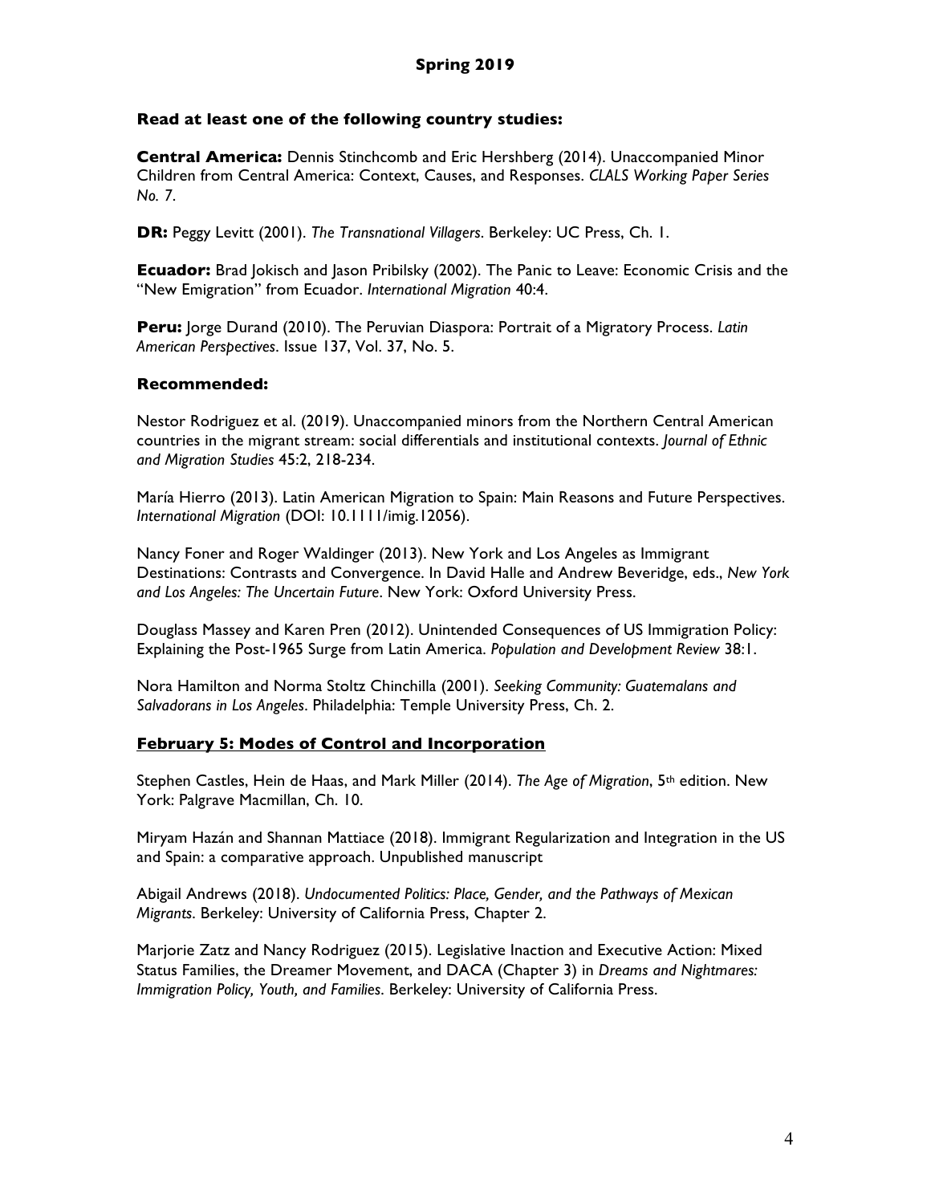**Spring 2019**

**Read at least one of the following country studies:**

**Central America:** Dennis Stinchcomb and Eric Hershberg (2014). Unaccompanied Minor Children from Central America: Context, Causes, and Responses. *CLALS Working Paper Series No. 7*.

**DR:** Peggy Levitt (2001). *The Transnational Villagers*. Berkeley: UC Press, Ch. 1.

**Ecuador:** Brad Jokisch and Jason Pribilsky (2002). The Panic to Leave: Economic Crisis and the "New Emigration" from Ecuador. *International Migration* 40:4.

**Peru:** Jorge Durand (2010). The Peruvian Diaspora: Portrait of a Migratory Process. *Latin American Perspectives*. Issue 137, Vol. 37, No. 5.

**Recommended:**

Nestor Rodriguez et al. (2019). Unaccompanied minors from the Northern Central American countries in the migrant stream: social differentials and institutional contexts. *Journal of Ethnic and Migration Studies* 45:2, 218-234.

María Hierro (2013). Latin American Migration to Spain: Main Reasons and Future Perspectives. *International Migration* (DOI: 10.1111/imig.12056).

Nancy Foner and Roger Waldinger (2013). New York and Los Angeles as Immigrant Destinations: Contrasts and Convergence. In David Halle and Andrew Beveridge, eds., *New York and Los Angeles: The Uncertain Future*. New York: Oxford University Press.

Douglass Massey and Karen Pren (2012). Unintended Consequences of US Immigration Policy: Explaining the Post-1965 Surge from Latin America. *Population and Development Review* 38:1.

Nora Hamilton and Norma Stoltz Chinchilla (2001). *Seeking Community: Guatemalans and Salvadorans in Los Angeles*. Philadelphia: Temple University Press, Ch. 2.

## February 5: Modes of Control and Incorporation

Stephen Castles, Hein de Haas, and Mark Miller (2014). *The Age of Migration*, 5th edition. New York: Palgrave Macmillan, Ch. 10.

Miryam Hazán and Shannan Mattiace (2018). Immigrant Regularization and Integration in the US and Spain: a comparative approach. Unpublished manuscript

Abigail Andrews (2018). *Undocumented Politics: Place, Gender, and the Pathways of Mexican Migrants*. Berkeley: University of California Press, Chapter 2.

Marjorie Zatz and Nancy Rodriguez (2015). Legislative Inaction and Executive Action: Mixed Status Families, the Dreamer Movement, and DACA (Chapter 3) in *Dreams and Nightmares: Immigration Policy, Youth, and Families*. Berkeley: University of California Press.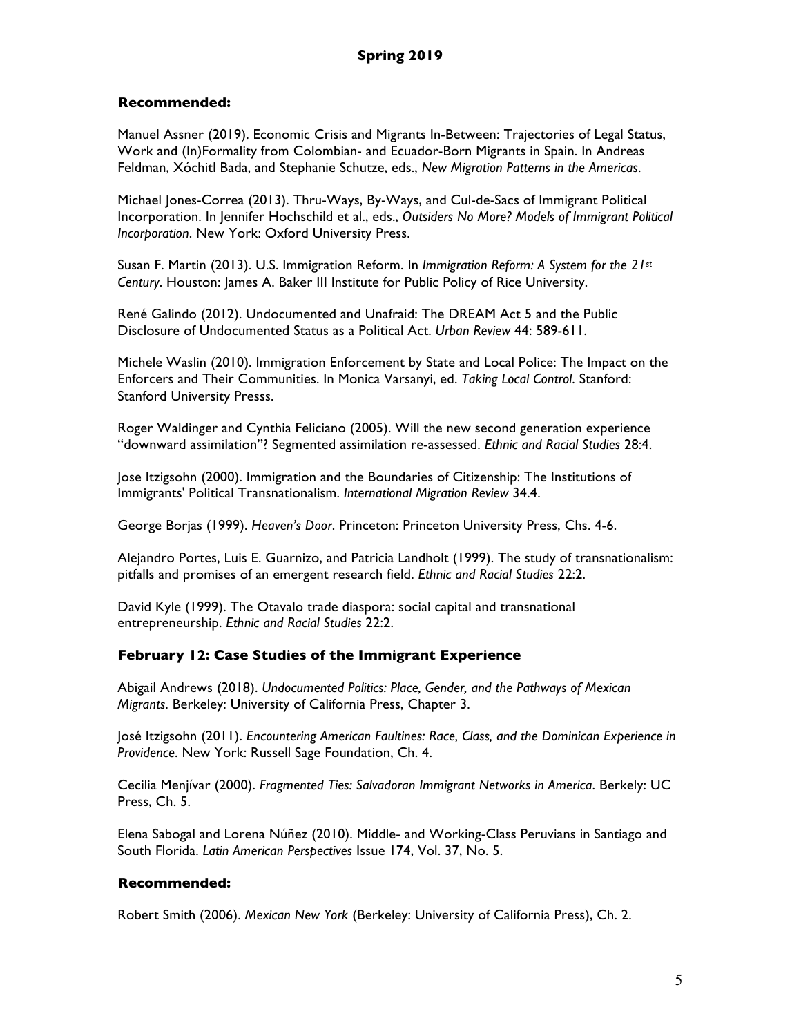**Recommended:**

Manuel Assner (2019). Economic Crisis and Migrants In-Between: Trajectories of Legal Status, Work and (In)Formality from Colombian- and Ecuador-Born Migrants in Spain. In Andreas Feldman, Xóchitl Bada, and Stephanie Schutze, eds., *New Migration Patterns in the Americas*.

Michael Jones-Correa (2013). Thru-Ways, By-Ways, and Cul-de-Sacs of Immigrant Political Incorporation. In Jennifer Hochschild et al., eds., *Outsiders No More? Models of Immigrant Political Incorporation*. New York: Oxford University Press.

Susan F. Martin (2013). U.S. Immigration Reform. In *Immigration Reform: A System for the 21st Century*. Houston: James A. Baker III Institute for Public Policy of Rice University.

René Galindo (2012). Undocumented and Unafraid: The DREAM Act 5 and the Public Disclosure of Undocumented Status as a Political Act. *Urban Review* 44: 589-611.

Michele Waslin (2010). Immigration Enforcement by State and Local Police: The Impact on the Enforcers and Their Communities. In Monica Varsanyi, ed. *Taking Local Control*. Stanford: Stanford University Presss.

Roger Waldinger and Cynthia Feliciano (2005). Will the new second generation experience "downward assimilation"? Segmented assimilation re-assessed. *Ethnic and Racial Studies* 28:4.

Jose Itzigsohn (2000). Immigration and the Boundaries of Citizenship: The Institutions of Immigrants' Political Transnationalism. *International Migration Review* 34.4.

George Borjas (1999). *Heaven's Door*. Princeton: Princeton University Press, Chs. 4-6.

Alejandro Portes, Luis E. Guarnizo, and Patricia Landholt (1999). The study of transnationalism: pitfalls and promises of an emergent research field. *Ethnic and Racial Studies* 22:2.

David Kyle (1999). The Otavalo trade diaspora: social capital and transnational entrepreneurship. *Ethnic and Racial Studies* 22:2.

## **February 12: Case Studies of the Immigrant Experience**

Abigail Andrews (2018). *Undocumented Politics: Place, Gender, and the Pathways of Mexican Migrants*. Berkeley: University of California Press, Chapter 3.

José Itzigsohn (2011). *Encountering American Faultines: Race, Class, and the Dominican Experience in Providence*. New York: Russell Sage Foundation, Ch. 4.

Cecilia Menjívar (2000). *Fragmented Ties: Salvadoran Immigrant Networks in America*. Berkely: UC Press, Ch. 5.

Elena Sabogal and Lorena Núñez (2010). Middle- and Working-Class Peruvians in Santiago and South Florida. *Latin American Perspectives* Issue 174, Vol. 37, No. 5.

**Recommended:**

Robert Smith (2006). *Mexican New York* (Berkeley: University of California Press), Ch. 2.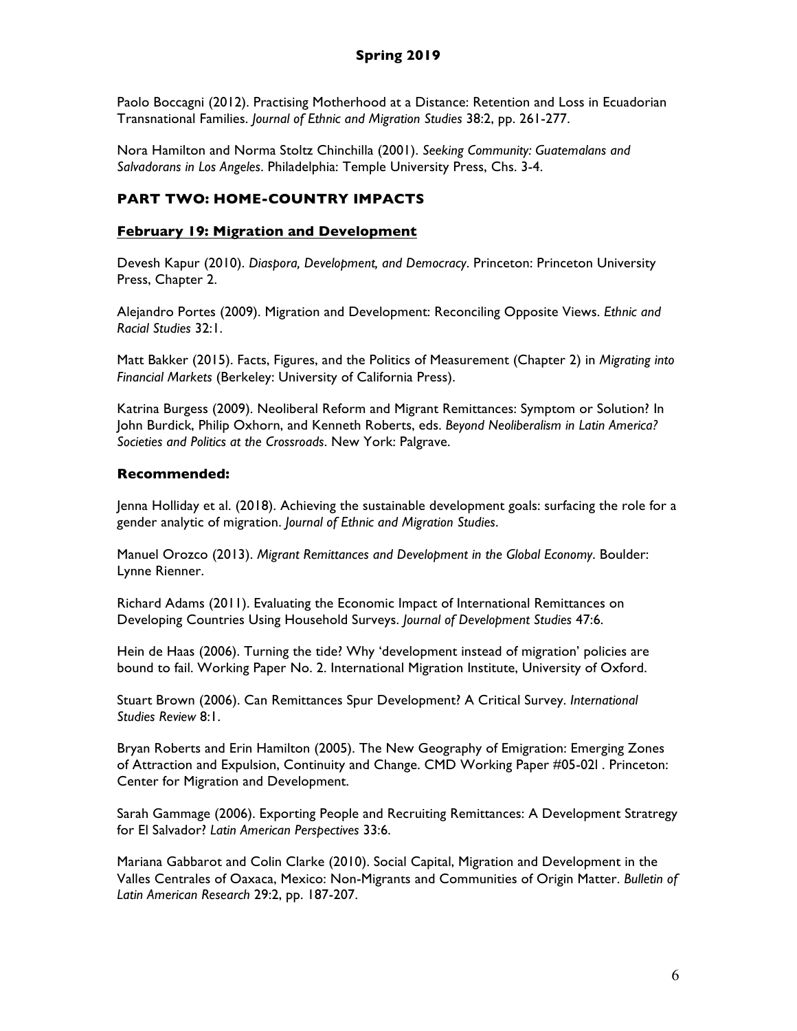Paolo Boccagni (2012). Practising Motherhood at a Distance: Retention and Loss in Ecuadorian Transnational Families. *Journal of Ethnic and Migration Studies* 38:2, pp. 261-277.

Nora Hamilton and Norma Stoltz Chinchilla (2001). *Seeking Community: Guatemalans and Salvadorans in Los Angeles*. Philadelphia: Temple University Press, Chs. 3-4.

## PART TWO: HOME-COUNTRY IMPACTS

### February 19: Migration and Development

Devesh Kapur (2010). *Diaspora, Development, and Democracy*. Princeton: Princeton University Press, Chapter 2.

Alejandro Portes (2009). Migration and Development: Reconciling Opposite Views. *Ethnic and Racial Studies* 32:1.

Matt Bakker (2015). Facts, Figures, and the Politics of Measurement (Chapter 2) in *Migrating into Financial Markets* (Berkeley: University of California Press).

Katrina Burgess (2009). Neoliberal Reform and Migrant Remittances: Symptom or Solution? In John Burdick, Philip Oxhorn, and Kenneth Roberts, eds. *Beyond Neoliberalism in Latin America? Societies and Politics at the Crossroads*. New York: Palgrave.

**Recommended:**

Jenna Holliday et al. (2018). Achieving the sustainable development goals: surfacing the role for a gender analytic of migration. *Journal of Ethnic and Migration Studies*.

Manuel Orozco (2013). *Migrant Remittances and Development in the Global Economy*. Boulder: Lynne Rienner.

Richard Adams (2011). Evaluating the Economic Impact of International Remittances on Developing Countries Using Household Surveys. *Journal of Development Studies* 47:6.

Hein de Haas (2006). Turning the tide? Why 'development instead of migration' policies are bound to fail. Working Paper No. 2. International Migration Institute, University of Oxford.

Stuart Brown (2006). Can Remittances Spur Development? A Critical Survey. *International Studies Review* 8:1.

Bryan Roberts and Erin Hamilton (2005). The New Geography of Emigration: Emerging Zones of Attraction and Expulsion, Continuity and Change. CMD Working Paper #05-02l . Princeton: Center for Migration and Development.

Sarah Gammage (2006). Exporting People and Recruiting Remittances: A Development Stratregy for El Salvador? *Latin American Perspectives* 33:6.

Mariana Gabbarot and Colin Clarke (2010). Social Capital, Migration and Development in the Valles Centrales of Oaxaca, Mexico: Non-Migrants and Communities of Origin Matter. *Bulletin of Latin American Research* 29:2, pp. 187-207.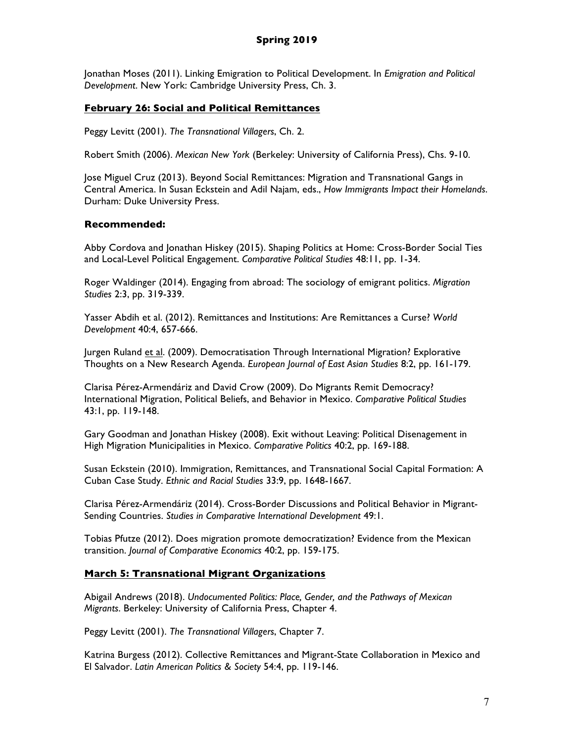Jonathan Moses (2011). Linking Emigration to Political Development. In *Emigration and Political Development*. New York: Cambridge University Press, Ch. 3.

## February 26: Social and Political Remittances

Peggy Levitt (2001). *The Transnational Villagers*, Ch. 2.

Robert Smith (2006). *Mexican New York* (Berkeley: University of California Press), Chs. 9-10.

Jose Miguel Cruz (2013). Beyond Social Remittances: Migration and Transnational Gangs in Central America. In Susan Eckstein and Adil Najam, eds., *How Immigrants Impact their Homelands*. Durham: Duke University Press.

### Recommended:

Abby Cordova and Jonathan Hiskey (2015). Shaping Politics at Home: Cross-Border Social Ties and Local-Level Political Engagement. *Comparative Political Studies* 48:11, pp. 1-34.

Roger Waldinger (2014). Engaging from abroad: The sociology of emigrant politics. *Migration Studies* 2:3, pp. 319-339.

Yasser Abdih et al. (2012). Remittances and Institutions: Are Remittances a Curse? *World Development* 40:4, 657-666.

Jurgen Ruland et al. (2009). Democratisation Through International Migration? Explorative Thoughts on a New Research Agenda. *European Journal of East Asian Studies* 8:2, pp. 161-179.

Clarisa Pérez-Armendáriz and David Crow (2009). Do Migrants Remit Democracy? International Migration, Political Beliefs, and Behavior in Mexico. *Comparative Political Studies* 43:1, pp. 119-148.

Gary Goodman and Jonathan Hiskey (2008). Exit without Leaving: Political Disenagement in High Migration Municipalities in Mexico. *Comparative Politics* 40:2, pp. 169-188.

Susan Eckstein (2010). Immigration, Remittances, and Transnational Social Capital Formation: A Cuban Case Study. *Ethnic and Racial Studies* 33:9, pp. 1648-1667.

Clarisa Pérez-Armendáriz (2014). Cross-Border Discussions and Political Behavior in Migrant-Sending Countries. *Studies in Comparative International Development* 49:1.

Tobias Pfutze (2012). Does migration promote democratization? Evidence from the Mexican transition. *Journal of Comparative Economics* 40:2, pp. 159-175.

## March 5: Transnational Migrant Organizations

Abigail Andrews (2018). *Undocumented Politics: Place, Gender, and the Pathways of Mexican Migrants*. Berkeley: University of California Press, Chapter 4.

Peggy Levitt (2001). *The Transnational Villagers*, Chapter 7.

Katrina Burgess (2012). Collective Remittances and Migrant-State Collaboration in Mexico and El Salvador. *Latin American Politics & Society* 54:4, pp. 119-146.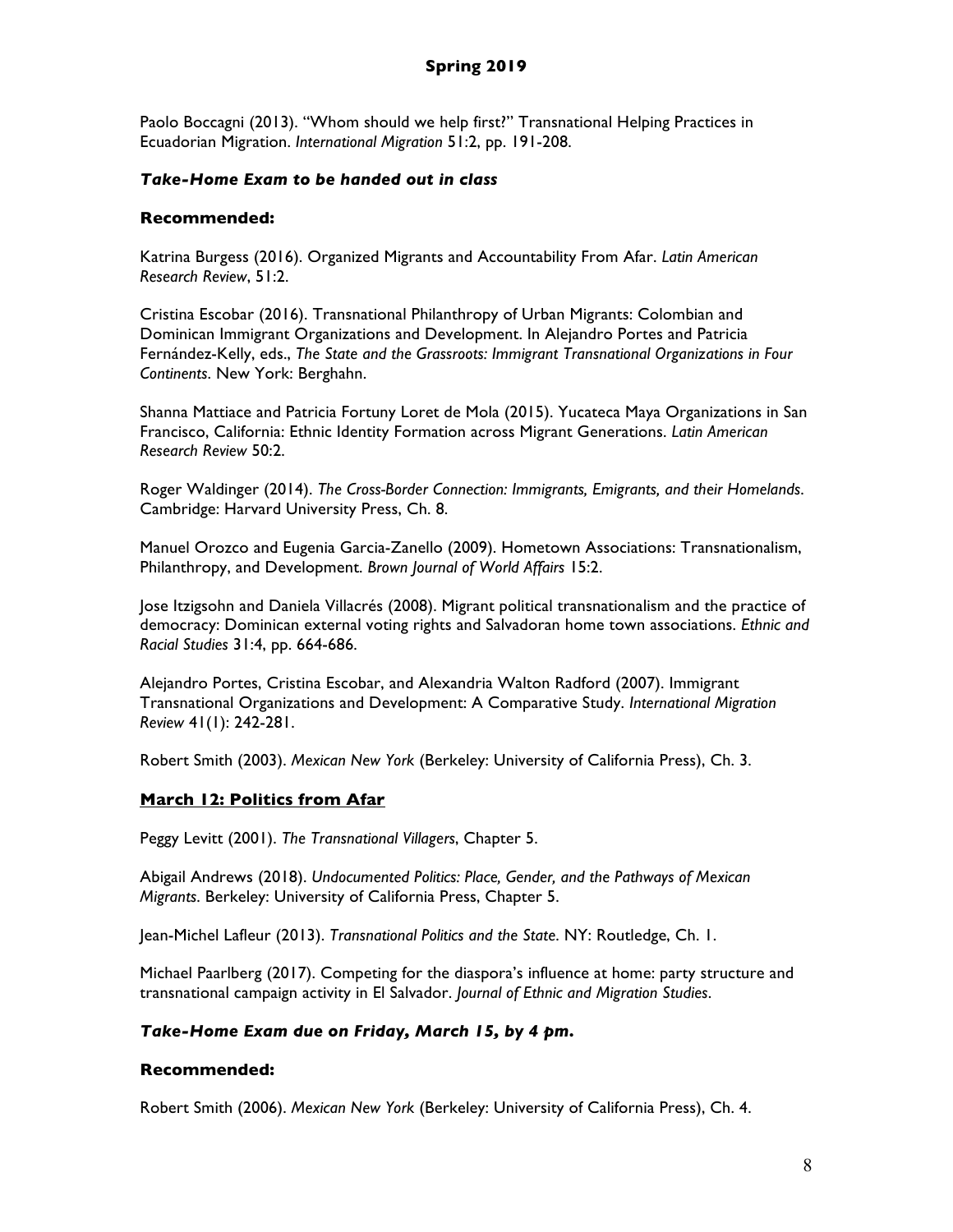Paolo Boccagni (2013). "Whom should we help first?" Transnational Helping Practices in Ecuadorian Migration. *International Migration* 51:2, pp. 191-208.

***Take-Home Exam to be handed out in class***

**Recommended:**

Katrina Burgess (2016). Organized Migrants and Accountability From Afar. *Latin American Research Review*, 51:2.

Cristina Escobar (2016). Transnational Philanthropy of Urban Migrants: Colombian and Dominican Immigrant Organizations and Development. In Alejandro Portes and Patricia Fernández-Kelly, eds., *The State and the Grassroots: Immigrant Transnational Organizations in Four Continents*. New York: Berghahn.

Shanna Mattiace and Patricia Fortuny Loret de Mola (2015). Yucateca Maya Organizations in San Francisco, California: Ethnic Identity Formation across Migrant Generations. *Latin American Research Review* 50:2.

Roger Waldinger (2014). *The Cross-Border Connection: Immigrants, Emigrants, and their Homelands*. Cambridge: Harvard University Press, Ch. 8.

Manuel Orozco and Eugenia Garcia-Zanello (2009). Hometown Associations: Transnationalism, Philanthropy, and Development. *Brown Journal of World Affairs* 15:2.

Jose Itzigsohn and Daniela Villacrés (2008). Migrant political transnationalism and the practice of democracy: Dominican external voting rights and Salvadoran home town associations. *Ethnic and Racial Studies* 31:4, pp. 664-686.

Alejandro Portes, Cristina Escobar, and Alexandria Walton Radford (2007). Immigrant Transnational Organizations and Development: A Comparative Study. *International Migration Review* 41(1): 242-281.

Robert Smith (2003). *Mexican New York* (Berkeley: University of California Press), Ch. 3.

## March 12: Politics from Afar

Peggy Levitt (2001). *The Transnational Villagers*, Chapter 5.

Abigail Andrews (2018). *Undocumented Politics: Place, Gender, and the Pathways of Mexican Migrants*. Berkeley: University of California Press, Chapter 5.

Jean-Michel Lafleur (2013). *Transnational Politics and the State*. NY: Routledge, Ch. 1.

Michael Paarlberg (2017). Competing for the diaspora's influence at home: party structure and transnational campaign activity in El Salvador. *Journal of Ethnic and Migration Studies*.

***Take-Home Exam due on Friday, March 15, by 4 pm.***

**Recommended:**

Robert Smith (2006). *Mexican New York* (Berkeley: University of California Press), Ch. 4.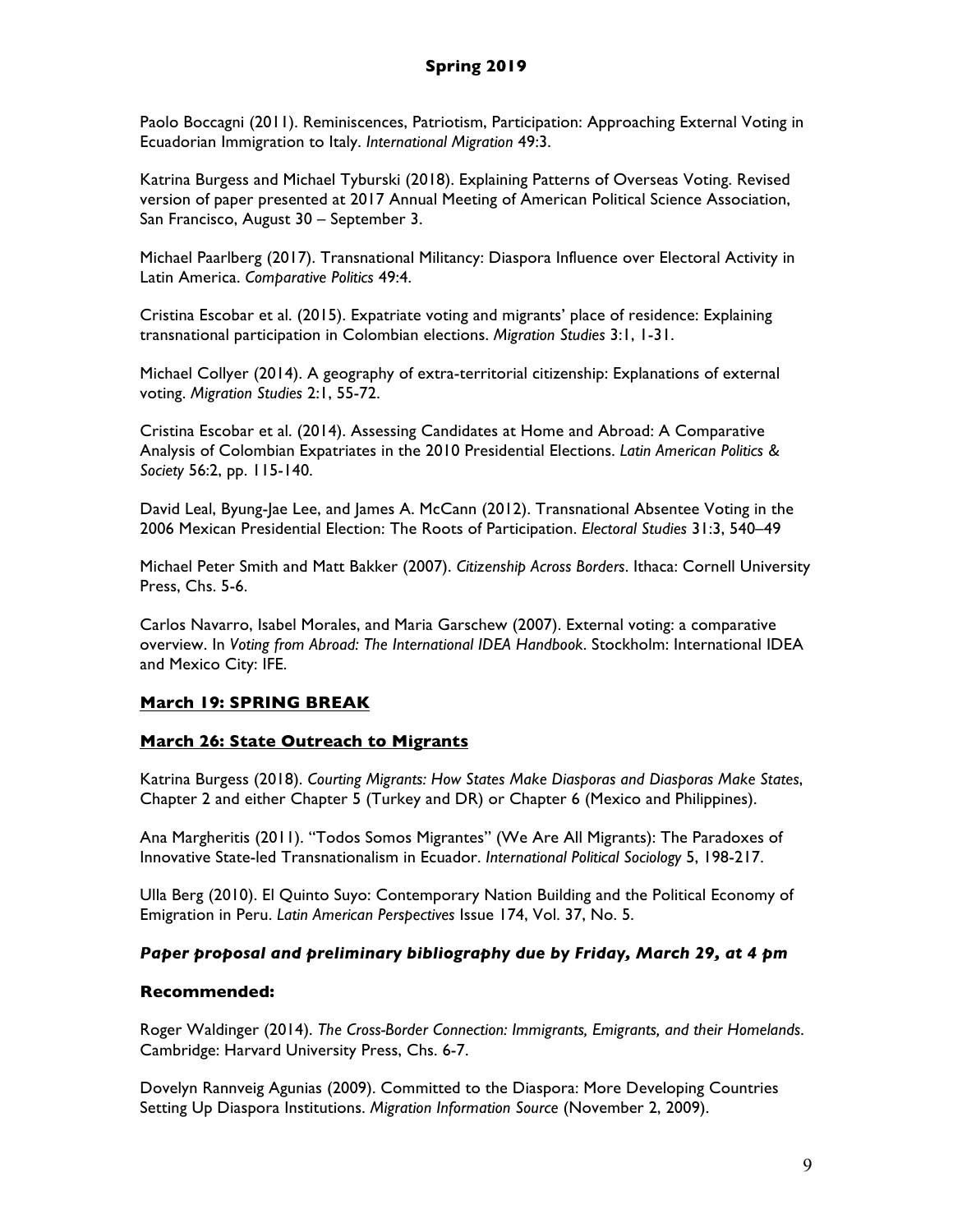Paolo Boccagni (2011). Reminiscences, Patriotism, Participation: Approaching External Voting in Ecuadorian Immigration to Italy. *International Migration* 49:3.

Katrina Burgess and Michael Tyburski (2018). Explaining Patterns of Overseas Voting. Revised version of paper presented at 2017 Annual Meeting of American Political Science Association, San Francisco, August 30 – September 3.

Michael Paarlberg (2017). Transnational Militancy: Diaspora Influence over Electoral Activity in Latin America. *Comparative Politics* 49:4.

Cristina Escobar et al. (2015). Expatriate voting and migrants' place of residence: Explaining transnational participation in Colombian elections. *Migration Studies* 3:1, 1-31.

Michael Collyer (2014). A geography of extra-territorial citizenship: Explanations of external voting. *Migration Studies* 2:1, 55-72.

Cristina Escobar et al. (2014). Assessing Candidates at Home and Abroad: A Comparative Analysis of Colombian Expatriates in the 2010 Presidential Elections. *Latin American Politics & Society* 56:2, pp. 115-140.

David Leal, Byung-Jae Lee, and James A. McCann (2012). Transnational Absentee Voting in the 2006 Mexican Presidential Election: The Roots of Participation. *Electoral Studies* 31:3, 540–49

Michael Peter Smith and Matt Bakker (2007). *Citizenship Across Borders*. Ithaca: Cornell University Press, Chs. 5-6.

Carlos Navarro, Isabel Morales, and Maria Garschew (2007). External voting: a comparative overview. In *Voting from Abroad: The International IDEA Handbook*. Stockholm: International IDEA and Mexico City: IFE.

**March 19: SPRING BREAK**

**March 26: State Outreach to Migrants**

Katrina Burgess (2018). *Courting Migrants: How States Make Diasporas and Diasporas Make States*, Chapter 2 and either Chapter 5 (Turkey and DR) or Chapter 6 (Mexico and Philippines).

Ana Margheritis (2011). "Todos Somos Migrantes" (We Are All Migrants): The Paradoxes of Innovative State-led Transnationalism in Ecuador. *International Political Sociology* 5, 198-217.

Ulla Berg (2010). El Quinto Suyo: Contemporary Nation Building and the Political Economy of Emigration in Peru. *Latin American Perspectives* Issue 174, Vol. 37, No. 5.

***Paper proposal and preliminary bibliography due by Friday, March 29, at 4 pm***

**Recommended:**

Roger Waldinger (2014). *The Cross-Border Connection: Immigrants, Emigrants, and their Homelands*. Cambridge: Harvard University Press, Chs. 6-7.

Dovelyn Rannveig Agunias (2009). Committed to the Diaspora: More Developing Countries Setting Up Diaspora Institutions. *Migration Information Source* (November 2, 2009).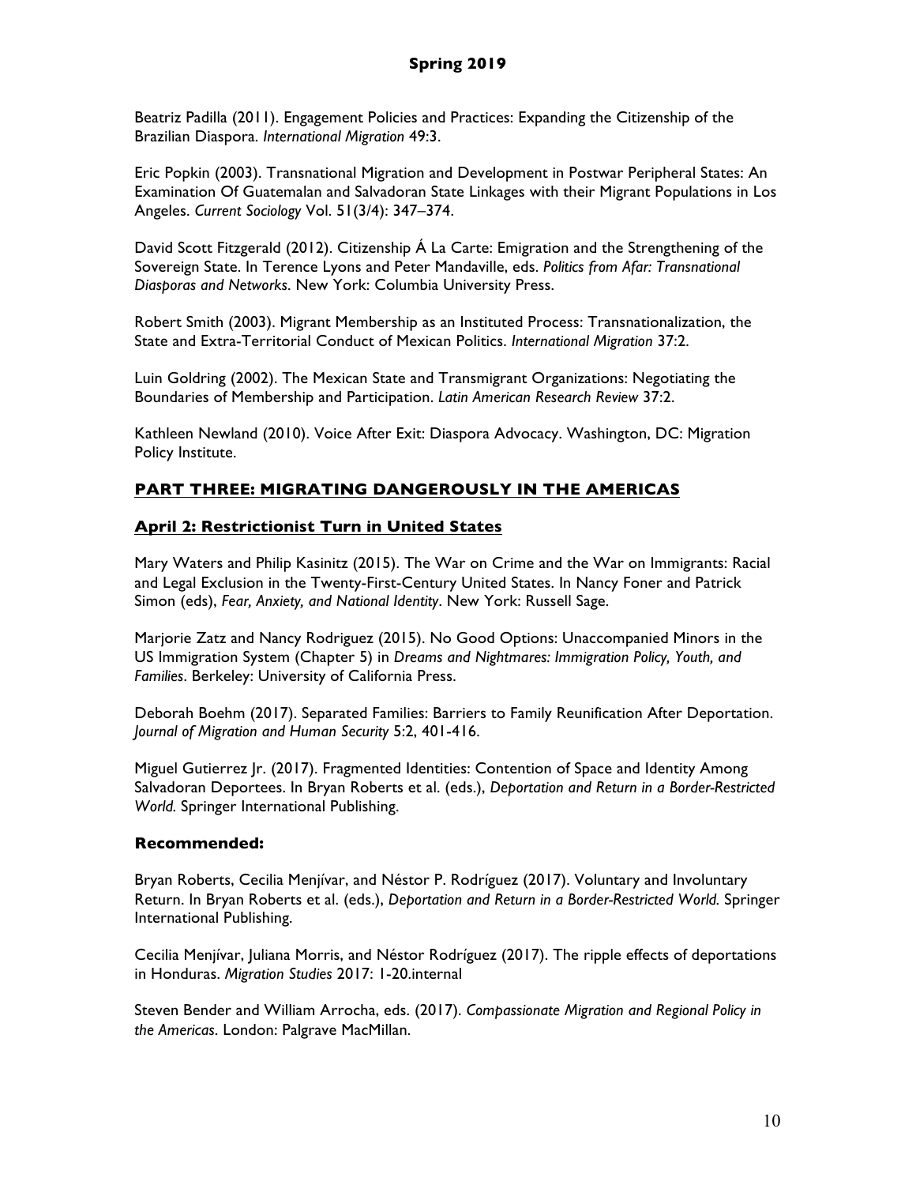Beatriz Padilla (2011). Engagement Policies and Practices: Expanding the Citizenship of the Brazilian Diaspora. *International Migration* 49:3.

Eric Popkin (2003). Transnational Migration and Development in Postwar Peripheral States: An Examination Of Guatemalan and Salvadoran State Linkages with their Migrant Populations in Los Angeles. *Current Sociology* Vol. 51(3/4): 347–374.

David Scott Fitzgerald (2012). Citizenship Á La Carte: Emigration and the Strengthening of the Sovereign State. In Terence Lyons and Peter Mandaville, eds. *Politics from Afar: Transnational Diasporas and Networks*. New York: Columbia University Press.

Robert Smith (2003). Migrant Membership as an Instituted Process: Transnationalization, the State and Extra-Territorial Conduct of Mexican Politics. *International Migration* 37:2.

Luin Goldring (2002). The Mexican State and Transmigrant Organizations: Negotiating the Boundaries of Membership and Participation. *Latin American Research Review* 37:2.

Kathleen Newland (2010). Voice After Exit: Diaspora Advocacy. Washington, DC: Migration Policy Institute.

## PART THREE: MIGRATING DANGEROUSLY IN THE AMERICAS

### April 2: Restrictionist Turn in United States

Mary Waters and Philip Kasinitz (2015). The War on Crime and the War on Immigrants: Racial and Legal Exclusion in the Twenty-First-Century United States. In Nancy Foner and Patrick Simon (eds), *Fear, Anxiety, and National Identity*. New York: Russell Sage.

Marjorie Zatz and Nancy Rodriguez (2015). No Good Options: Unaccompanied Minors in the US Immigration System (Chapter 5) in *Dreams and Nightmares: Immigration Policy, Youth, and Families*. Berkeley: University of California Press.

Deborah Boehm (2017). Separated Families: Barriers to Family Reunification After Deportation. *Journal of Migration and Human Security* 5:2, 401-416.

Miguel Gutierrez Jr. (2017). Fragmented Identities: Contention of Space and Identity Among Salvadoran Deportees. In Bryan Roberts et al. (eds.), *Deportation and Return in a Border-Restricted World.* Springer International Publishing.

**Recommended:**

Bryan Roberts, Cecilia Menjívar, and Néstor P. Rodríguez (2017). Voluntary and Involuntary Return. In Bryan Roberts et al. (eds.), *Deportation and Return in a Border-Restricted World.* Springer International Publishing.

Cecilia Menjívar, Juliana Morris, and Néstor Rodríguez (2017). The ripple effects of deportations in Honduras. *Migration Studies* 2017: 1-20.internal

Steven Bender and William Arrocha, eds. (2017). *Compassionate Migration and Regional Policy in the Americas*. London: Palgrave MacMillan.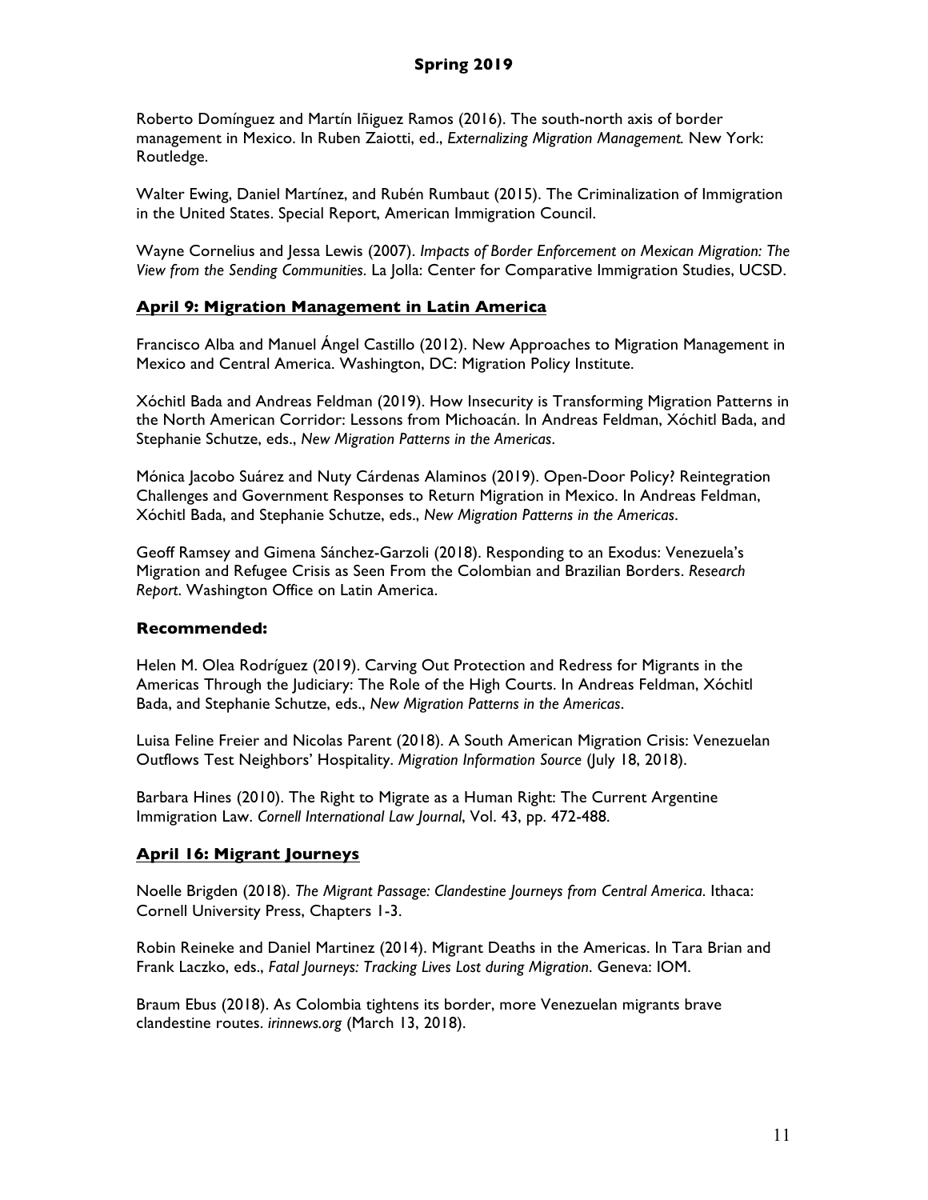Roberto Domínguez and Martín Iñiguez Ramos (2016). The south-north axis of border management in Mexico. In Ruben Zaiotti, ed., *Externalizing Migration Management.* New York: Routledge.

Walter Ewing, Daniel Martínez, and Rubén Rumbaut (2015). The Criminalization of Immigration in the United States. Special Report, American Immigration Council.

Wayne Cornelius and Jessa Lewis (2007). *Impacts of Border Enforcement on Mexican Migration: The View from the Sending Communities.* La Jolla: Center for Comparative Immigration Studies, UCSD.

### April 9: Migration Management in Latin America

Francisco Alba and Manuel Ángel Castillo (2012). New Approaches to Migration Management in Mexico and Central America. Washington, DC: Migration Policy Institute.

Xóchitl Bada and Andreas Feldman (2019). How Insecurity is Transforming Migration Patterns in the North American Corridor: Lessons from Michoacán. In Andreas Feldman, Xóchitl Bada, and Stephanie Schutze, eds., *New Migration Patterns in the Americas*.

Mónica Jacobo Suárez and Nuty Cárdenas Alaminos (2019). Open-Door Policy? Reintegration Challenges and Government Responses to Return Migration in Mexico. In Andreas Feldman, Xóchitl Bada, and Stephanie Schutze, eds., *New Migration Patterns in the Americas*.

Geoff Ramsey and Gimena Sánchez-Garzoli (2018). Responding to an Exodus: Venezuela's Migration and Refugee Crisis as Seen From the Colombian and Brazilian Borders. *Research Report*. Washington Office on Latin America.

**Recommended:**

Helen M. Olea Rodríguez (2019). Carving Out Protection and Redress for Migrants in the Americas Through the Judiciary: The Role of the High Courts. In Andreas Feldman, Xóchitl Bada, and Stephanie Schutze, eds., *New Migration Patterns in the Americas*.

Luisa Feline Freier and Nicolas Parent (2018). A South American Migration Crisis: Venezuelan Outflows Test Neighbors' Hospitality. *Migration Information Source* (July 18, 2018).

Barbara Hines (2010). The Right to Migrate as a Human Right: The Current Argentine Immigration Law. *Cornell International Law Journal*, Vol. 43, pp. 472-488.

### April 16: Migrant Journeys

Noelle Brigden (2018). *The Migrant Passage: Clandestine Journeys from Central America*. Ithaca: Cornell University Press, Chapters 1-3.

Robin Reineke and Daniel Martinez (2014). Migrant Deaths in the Americas. In Tara Brian and Frank Laczko, eds., *Fatal Journeys: Tracking Lives Lost during Migration*. Geneva: IOM.

Braum Ebus (2018). As Colombia tightens its border, more Venezuelan migrants brave clandestine routes. *irinnews.org* (March 13, 2018).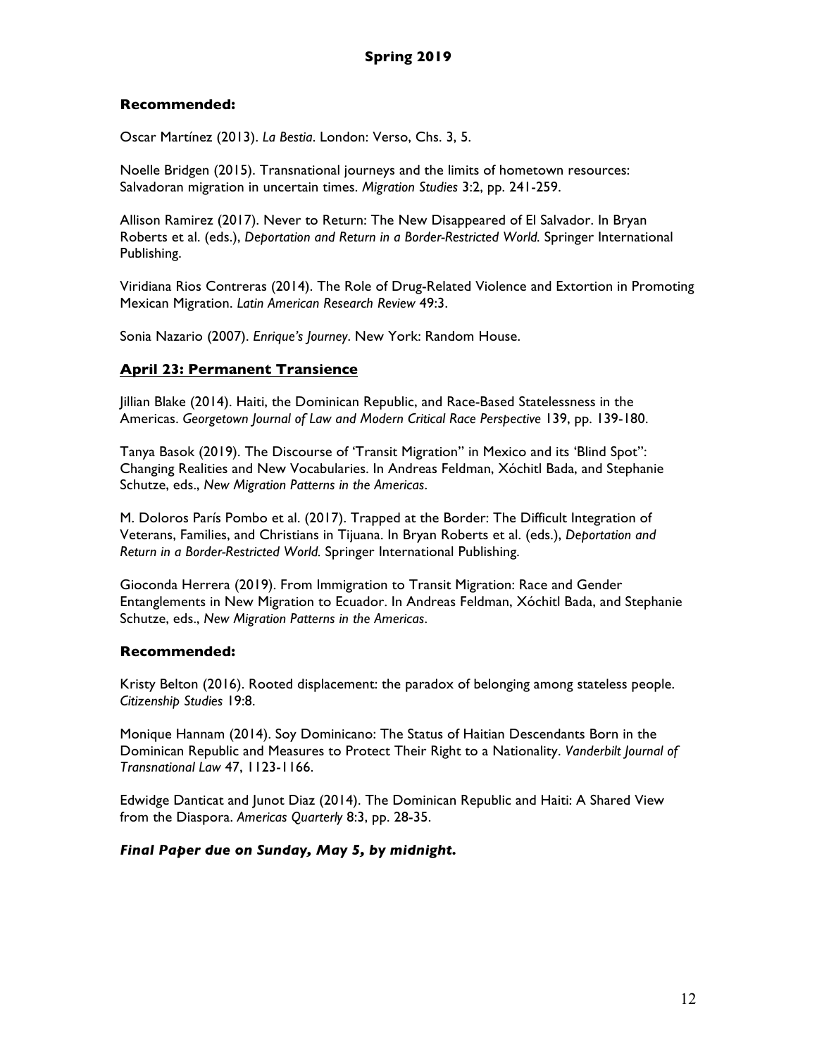**Recommended:**

Oscar Martínez (2013). *La Bestia*. London: Verso, Chs. 3, 5.

Noelle Bridgen (2015). Transnational journeys and the limits of hometown resources: Salvadoran migration in uncertain times. *Migration Studies* 3:2, pp. 241-259.

Allison Ramirez (2017). Never to Return: The New Disappeared of El Salvador. In Bryan Roberts et al. (eds.), *Deportation and Return in a Border-Restricted World.* Springer International Publishing.

Viridiana Rios Contreras (2014). The Role of Drug-Related Violence and Extortion in Promoting Mexican Migration. *Latin American Research Review* 49:3.

Sonia Nazario (2007). *Enrique's Journey*. New York: Random House.

## April 23: Permanent Transience

Jillian Blake (2014). Haiti, the Dominican Republic, and Race-Based Statelessness in the Americas. *Georgetown Journal of Law and Modern Critical Race Perspective* 139, pp. 139-180.

Tanya Basok (2019). The Discourse of 'Transit Migration" in Mexico and its 'Blind Spot": Changing Realities and New Vocabularies. In Andreas Feldman, Xóchitl Bada, and Stephanie Schutze, eds., *New Migration Patterns in the Americas*.

M. Doloros París Pombo et al. (2017). Trapped at the Border: The Difficult Integration of Veterans, Families, and Christians in Tijuana. In Bryan Roberts et al. (eds.), *Deportation and Return in a Border-Restricted World.* Springer International Publishing.

Gioconda Herrera (2019). From Immigration to Transit Migration: Race and Gender Entanglements in New Migration to Ecuador. In Andreas Feldman, Xóchitl Bada, and Stephanie Schutze, eds., *New Migration Patterns in the Americas*.

**Recommended:**

Kristy Belton (2016). Rooted displacement: the paradox of belonging among stateless people. *Citizenship Studies* 19:8.

Monique Hannam (2014). Soy Dominicano: The Status of Haitian Descendants Born in the Dominican Republic and Measures to Protect Their Right to a Nationality. *Vanderbilt Journal of Transnational Law* 47, 1123-1166.

Edwidge Danticat and Junot Diaz (2014). The Dominican Republic and Haiti: A Shared View from the Diaspora. *Americas Quarterly* 8:3, pp. 28-35.

***Final Paper due on Sunday, May 5, by midnight.***